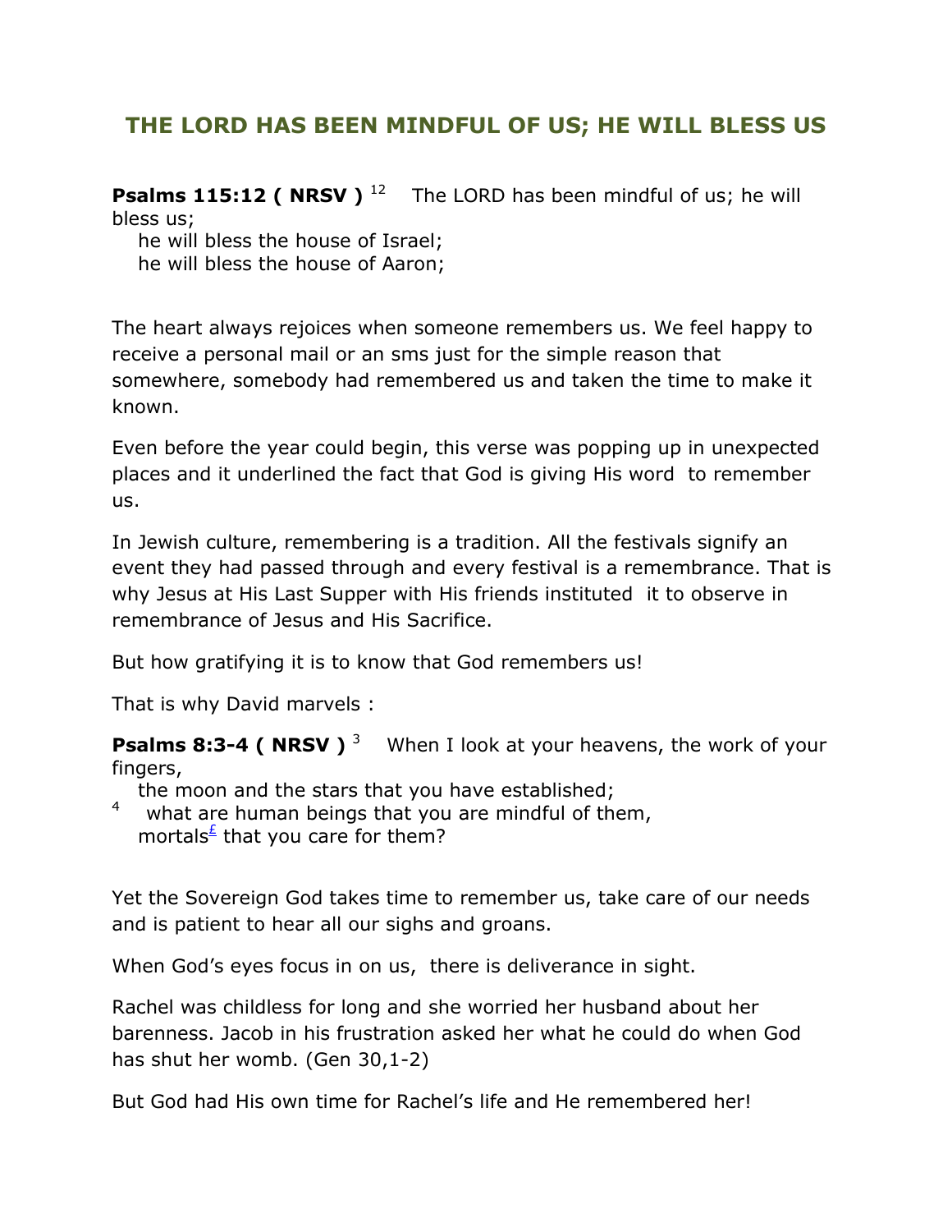# THE LORD HAS BEEN MINDFUL OF US; HE WILL BLESS US

**Psalms 115:12 ( NRSV )** [12] The LORD has been mindful of us; he will bless us;
he will bless the house of Israel;
he will bless the house of Aaron;

The heart always rejoices when someone remembers us. We feel happy to receive a personal mail or an sms just for the simple reason that somewhere, somebody had remembered us and taken the time to make it known.

Even before the year could begin, this verse was popping up in unexpected places and it underlined the fact that God is giving His word to remember us.

In Jewish culture, remembering is a tradition. All the festivals signify an event they had passed through and every festival is a remembrance. That is why Jesus at His Last Supper with His friends instituted it to observe in remembrance of Jesus and His Sacrifice.

But how gratifying it is to know that God remembers us!

That is why David marvels :

**Psalms 8:3-4 ( NRSV )** [3] When I look at your heavens, the work of your fingers,
the moon and the stars that you have established;
[4] what are human beings that you are mindful of them,
mortals[£] that you care for them?

Yet the Sovereign God takes time to remember us, take care of our needs and is patient to hear all our sighs and groans.

When God's eyes focus in on us, there is deliverance in sight.

Rachel was childless for long and she worried her husband about her barenness. Jacob in his frustration asked her what he could do when God has shut her womb. (Gen 30,1-2)

But God had His own time for Rachel's life and He remembered her!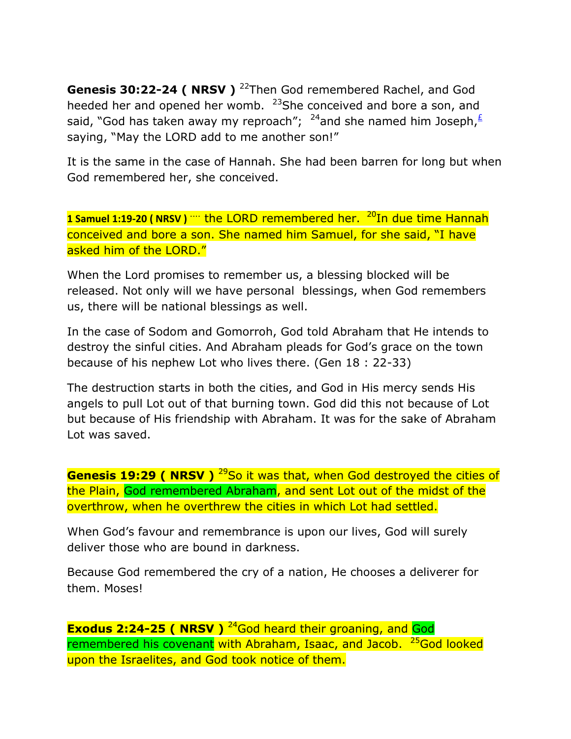**Genesis 30:22-24 ( NRSV )** [22]Then God remembered Rachel, and God heeded her and opened her womb. [23]She conceived and bore a son, and said, "God has taken away my reproach"; [24]and she named him Joseph,[£] saying, "May the LORD add to me another son!"

It is the same in the case of Hannah. She had been barren for long but when God remembered her, she conceived.

**1 Samuel 1:19-20 ( NRSV )** …. the LORD remembered her. [20]In due time Hannah conceived and bore a son. She named him Samuel, for she said, "I have asked him of the LORD."

When the Lord promises to remember us, a blessing blocked will be released. Not only will we have personal blessings, when God remembers us, there will be national blessings as well.

In the case of Sodom and Gomorroh, God told Abraham that He intends to destroy the sinful cities. And Abraham pleads for God's grace on the town because of his nephew Lot who lives there. (Gen 18 : 22-33)

The destruction starts in both the cities, and God in His mercy sends His angels to pull Lot out of that burning town. God did this not because of Lot but because of His friendship with Abraham. It was for the sake of Abraham Lot was saved.

**Genesis 19:29 ( NRSV )** [29]So it was that, when God destroyed the cities of the Plain, God remembered Abraham, and sent Lot out of the midst of the overthrow, when he overthrew the cities in which Lot had settled.

When God's favour and remembrance is upon our lives, God will surely deliver those who are bound in darkness.

Because God remembered the cry of a nation, He chooses a deliverer for them. Moses!

**Exodus 2:24-25 ( NRSV )** [24]God heard their groaning, and God remembered his covenant with Abraham, Isaac, and Jacob. [25]God looked upon the Israelites, and God took notice of them.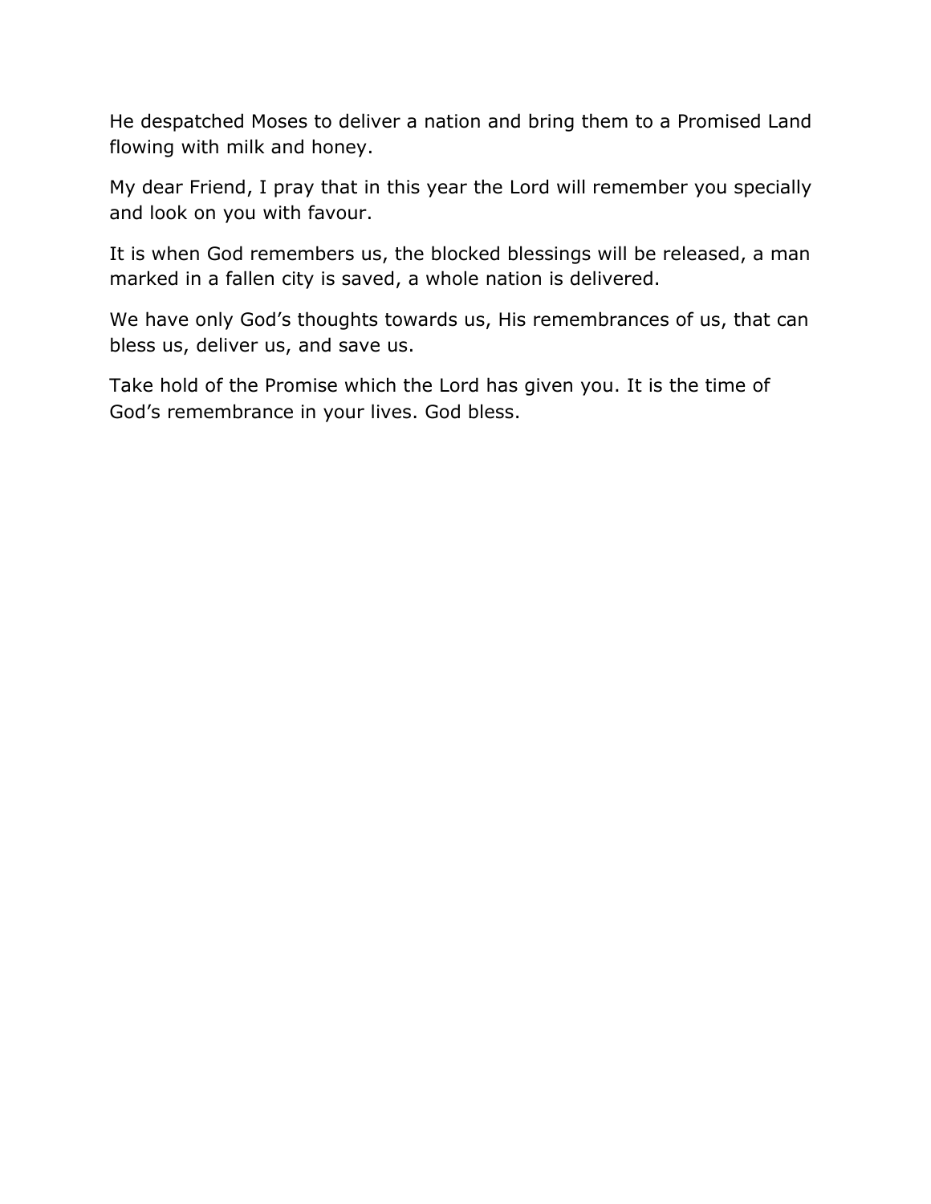He despatched Moses to deliver a nation and bring them to a Promised Land flowing with milk and honey.

My dear Friend, I pray that in this year the Lord will remember you specially and look on you with favour.

It is when God remembers us, the blocked blessings will be released, a man marked in a fallen city is saved, a whole nation is delivered.

We have only God's thoughts towards us, His remembrances of us, that can bless us, deliver us, and save us.

Take hold of the Promise which the Lord has given you. It is the time of God's remembrance in your lives. God bless.